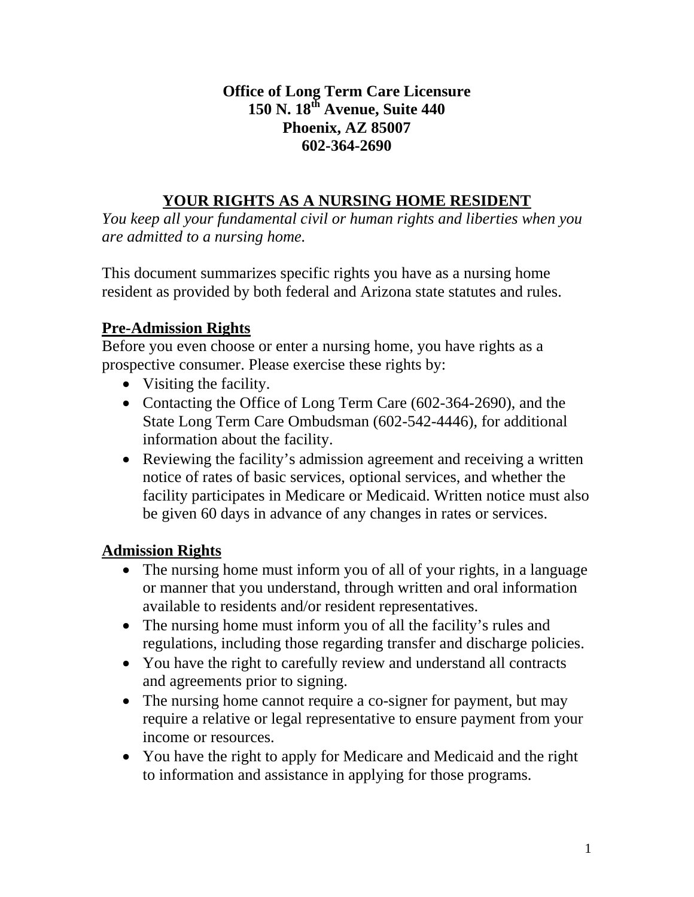**Office of Long Term Care Licensure**
**150 N. 18th Avenue, Suite 440**
**Phoenix, AZ 85007**
**602-364-2690**

# YOUR RIGHTS AS A NURSING HOME RESIDENT

*You keep all your fundamental civil or human rights and liberties when you are admitted to a nursing home.*

This document summarizes specific rights you have as a nursing home resident as provided by both federal and Arizona state statutes and rules.

## Pre-Admission Rights

Before you even choose or enter a nursing home, you have rights as a prospective consumer. Please exercise these rights by:

- Visiting the facility.
- Contacting the Office of Long Term Care (602-364-2690), and the State Long Term Care Ombudsman (602-542-4446), for additional information about the facility.
- Reviewing the facility's admission agreement and receiving a written notice of rates of basic services, optional services, and whether the facility participates in Medicare or Medicaid. Written notice must also be given 60 days in advance of any changes in rates or services.

## Admission Rights

- The nursing home must inform you of all of your rights, in a language or manner that you understand, through written and oral information available to residents and/or resident representatives.
- The nursing home must inform you of all the facility's rules and regulations, including those regarding transfer and discharge policies.
- You have the right to carefully review and understand all contracts and agreements prior to signing.
- The nursing home cannot require a co-signer for payment, but may require a relative or legal representative to ensure payment from your income or resources.
- You have the right to apply for Medicare and Medicaid and the right to information and assistance in applying for those programs.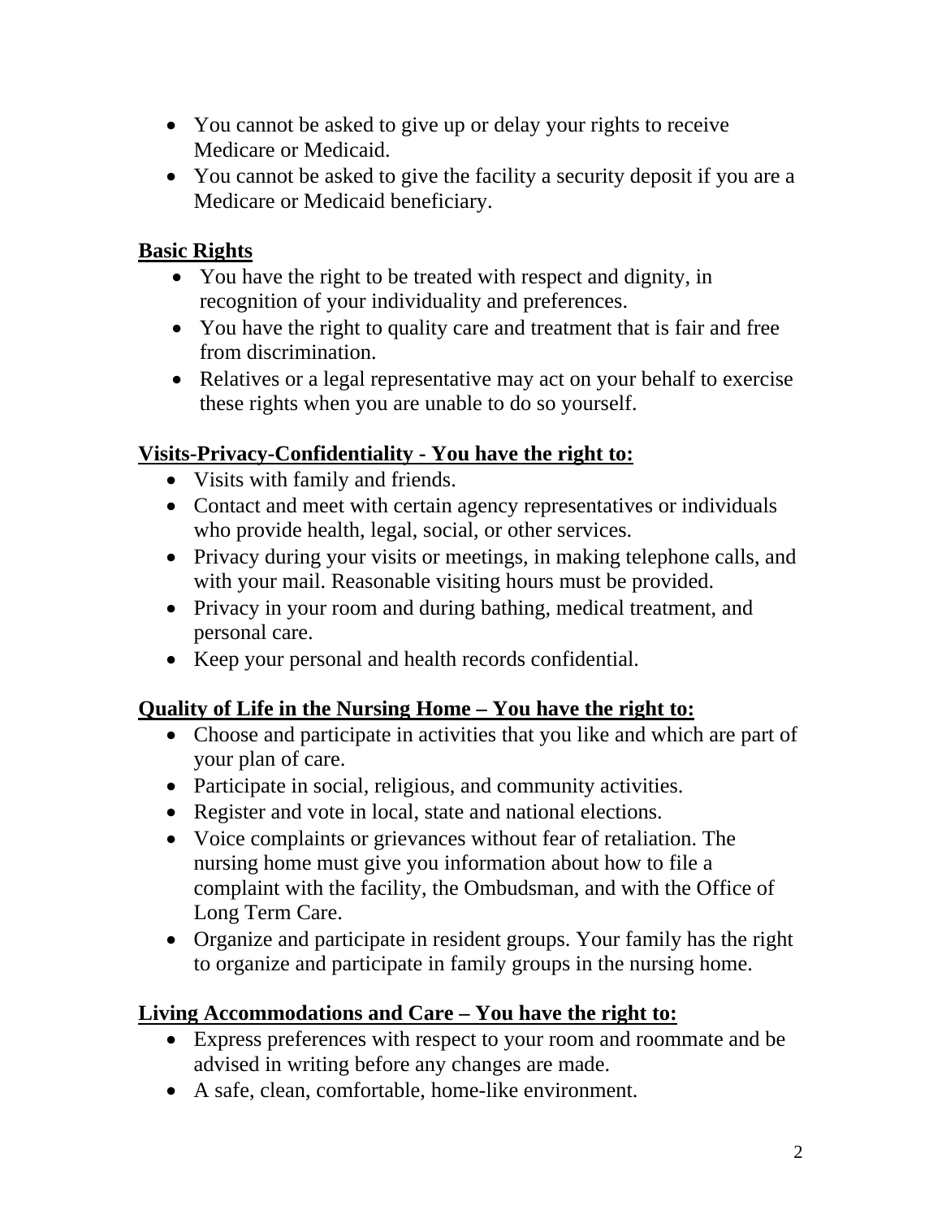- You cannot be asked to give up or delay your rights to receive Medicare or Medicaid.
- You cannot be asked to give the facility a security deposit if you are a Medicare or Medicaid beneficiary.

## Basic Rights

- You have the right to be treated with respect and dignity, in recognition of your individuality and preferences.
- You have the right to quality care and treatment that is fair and free from discrimination.
- Relatives or a legal representative may act on your behalf to exercise these rights when you are unable to do so yourself.

## Visits-Privacy-Confidentiality - You have the right to:

- Visits with family and friends.
- Contact and meet with certain agency representatives or individuals who provide health, legal, social, or other services.
- Privacy during your visits or meetings, in making telephone calls, and with your mail. Reasonable visiting hours must be provided.
- Privacy in your room and during bathing, medical treatment, and personal care.
- Keep your personal and health records confidential.

## Quality of Life in the Nursing Home – You have the right to:

- Choose and participate in activities that you like and which are part of your plan of care.
- Participate in social, religious, and community activities.
- Register and vote in local, state and national elections.
- Voice complaints or grievances without fear of retaliation. The nursing home must give you information about how to file a complaint with the facility, the Ombudsman, and with the Office of Long Term Care.
- Organize and participate in resident groups. Your family has the right to organize and participate in family groups in the nursing home.

## Living Accommodations and Care – You have the right to:

- Express preferences with respect to your room and roommate and be advised in writing before any changes are made.
- A safe, clean, comfortable, home-like environment.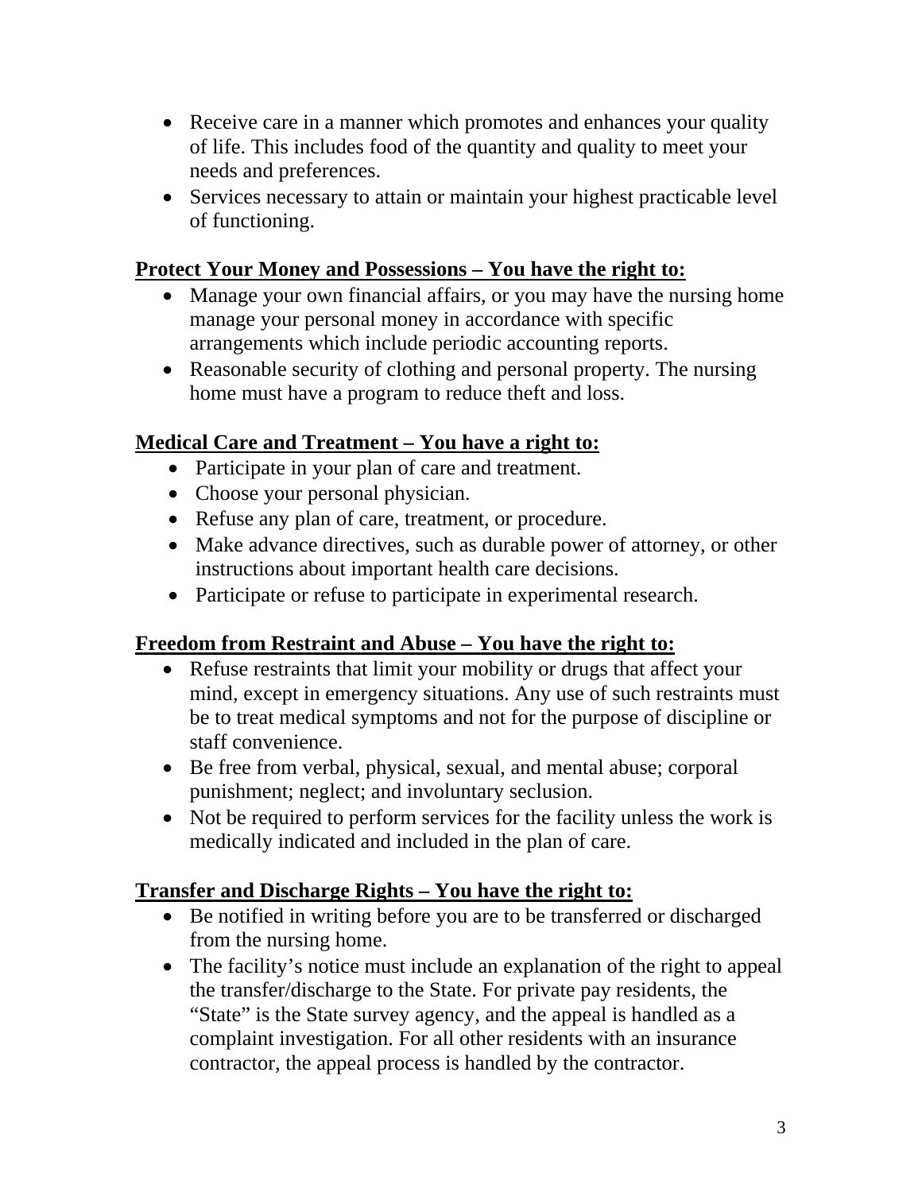- Receive care in a manner which promotes and enhances your quality of life. This includes food of the quantity and quality to meet your needs and preferences.
- Services necessary to attain or maintain your highest practicable level of functioning.

**<u>Protect Your Money and Possessions – You have the right to:</u>**

- Manage your own financial affairs, or you may have the nursing home manage your personal money in accordance with specific arrangements which include periodic accounting reports.
- Reasonable security of clothing and personal property. The nursing home must have a program to reduce theft and loss.

**<u>Medical Care and Treatment – You have a right to:</u>**

- Participate in your plan of care and treatment.
- Choose your personal physician.
- Refuse any plan of care, treatment, or procedure.
- Make advance directives, such as durable power of attorney, or other instructions about important health care decisions.
- Participate or refuse to participate in experimental research.

**<u>Freedom from Restraint and Abuse – You have the right to:</u>**

- Refuse restraints that limit your mobility or drugs that affect your mind, except in emergency situations. Any use of such restraints must be to treat medical symptoms and not for the purpose of discipline or staff convenience.
- Be free from verbal, physical, sexual, and mental abuse; corporal punishment; neglect; and involuntary seclusion.
- Not be required to perform services for the facility unless the work is medically indicated and included in the plan of care.

**<u>Transfer and Discharge Rights – You have the right to:</u>**

- Be notified in writing before you are to be transferred or discharged from the nursing home.
- The facility's notice must include an explanation of the right to appeal the transfer/discharge to the State. For private pay residents, the "State" is the State survey agency, and the appeal is handled as a complaint investigation. For all other residents with an insurance contractor, the appeal process is handled by the contractor.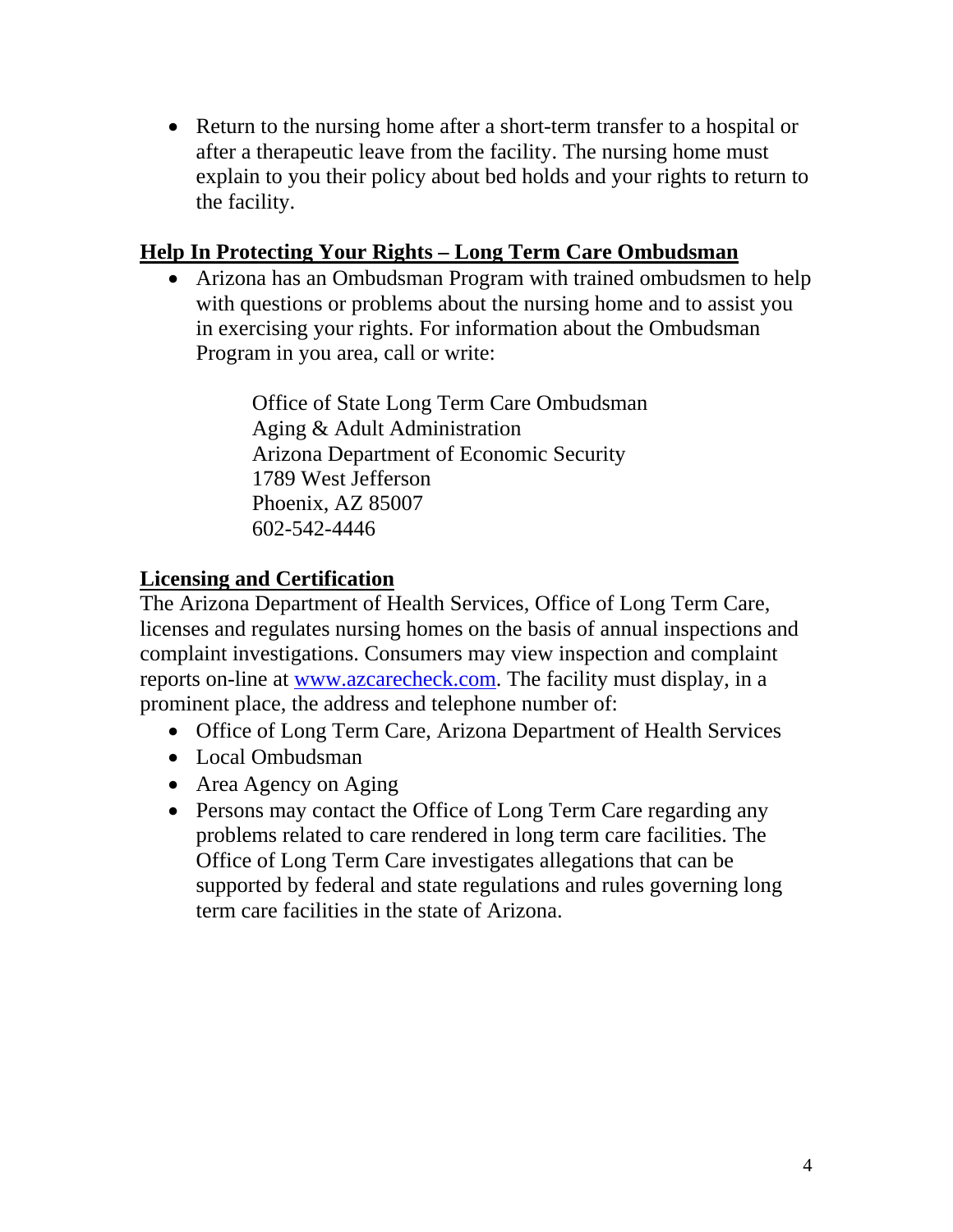- Return to the nursing home after a short-term transfer to a hospital or after a therapeutic leave from the facility. The nursing home must explain to you their policy about bed holds and your rights to return to the facility.

## Help In Protecting Your Rights – Long Term Care Ombudsman

- Arizona has an Ombudsman Program with trained ombudsmen to help with questions or problems about the nursing home and to assist you in exercising your rights. For information about the Ombudsman Program in you area, call or write:

  Office of State Long Term Care Ombudsman
  Aging & Adult Administration
  Arizona Department of Economic Security
  1789 West Jefferson
  Phoenix, AZ 85007
  602-542-4446

## Licensing and Certification

The Arizona Department of Health Services, Office of Long Term Care, licenses and regulates nursing homes on the basis of annual inspections and complaint investigations. Consumers may view inspection and complaint reports on-line at www.azcarecheck.com. The facility must display, in a prominent place, the address and telephone number of:

- Office of Long Term Care, Arizona Department of Health Services
- Local Ombudsman
- Area Agency on Aging
- Persons may contact the Office of Long Term Care regarding any problems related to care rendered in long term care facilities. The Office of Long Term Care investigates allegations that can be supported by federal and state regulations and rules governing long term care facilities in the state of Arizona.